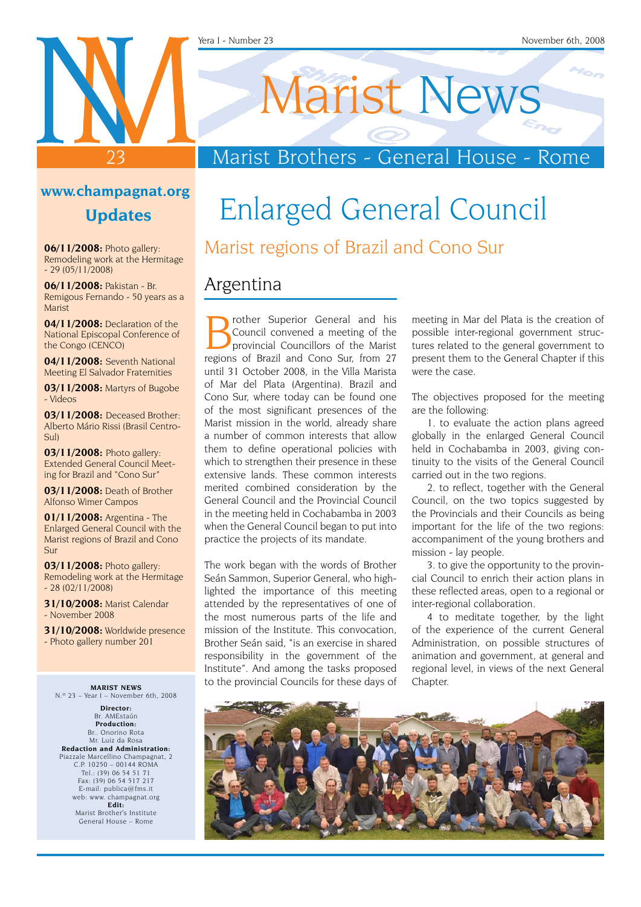# Marist News

## Marist Brothers - General House - Rome

Yera I - Number 23 — November 6th, 2008

**www.champagnat.org**

**Updates**

**06/11/2008:** Photo gallery: Remodeling work at the Hermitage - 29 (05/11/2008)

**06/11/2008:** Pakistan - Br. Remigous Fernando - 50 years as a Marist

**04/11/2008:** Declaration of the National Episcopal Conference of the Congo (CENCO)

**04/11/2008:** Seventh National Meeting El Salvador Fraternities

**03/11/2008:** Martyrs of Bugobe - Videos

**03/11/2008:** Deceased Brother: Alberto Mário Rissi (Brasil Centro-Sul)

**03/11/2008:** Photo gallery: Extended General Council Meeting for Brazil and "Cono Sur"

**03/11/2008:** Death of Brother Alfonso Wimer Campos

**01/11/2008:** Argentina - The Enlarged General Council with the Marist regions of Brazil and Cono Sur

**03/11/2008:** Photo gallery: Remodeling work at the Hermitage - 28 (02/11/2008)

**31/10/2008:** Marist Calendar - November 2008

**31/10/2008:** Worldwide presence - Photo gallery number 201

**MARIST NEWS**
N.º 23 – Year I – November 6th, 2008

**Director:**
Br. AMEstaún
**Production:**
Br.. Onorino Rota
Mr. Luiz da Rosa
**Redaction and Administration:**
Piazzale Marcellino Champagnat, 2
C.P. 10250 – 00144 ROMA
Tel.: (39) 06 54 51 71
Fax: (39) 06 54 517 217
E-mail: publica@fms.it
web: www. champagnat.org
**Edit:**
Marist Brother's Institute
General House – Rome

# Enlarged General Council

## Marist regions of Brazil and Cono Sur

### Argentina

Brother Superior General and his Council convened a meeting of the provincial Councillors of the Marist regions of Brazil and Cono Sur, from 27 until 31 October 2008, in the Villa Marista of Mar del Plata (Argentina). Brazil and Cono Sur, where today can be found one of the most significant presences of the Marist mission in the world, already share a number of common interests that allow them to define operational policies with which to strengthen their presence in these extensive lands. These common interests merited combined consideration by the General Council and the Provincial Council in the meeting held in Cochabamba in 2003 when the General Council began to put into practice the projects of its mandate.

The work began with the words of Brother Seán Sammon, Superior General, who highlighted the importance of this meeting attended by the representatives of one of the most numerous parts of the life and mission of the Institute. This convocation, Brother Seán said, "is an exercise in shared responsibility in the government of the Institute". And among the tasks proposed to the provincial Councils for these days of meeting in Mar del Plata is the creation of possible inter-regional government structures related to the general government to present them to the General Chapter if this were the case.

The objectives proposed for the meeting are the following:

1. to evaluate the action plans agreed globally in the enlarged General Council held in Cochabamba in 2003, giving continuity to the visits of the General Council carried out in the two regions.
2. to reflect, together with the General Council, on the two topics suggested by the Provincials and their Councils as being important for the life of the two regions: accompaniment of the young brothers and mission - lay people.
3. to give the opportunity to the provincial Council to enrich their action plans in these reflected areas, open to a regional or inter-regional collaboration.
4. to meditate together, by the light of the experience of the current General Administration, on possible structures of animation and government, at general and regional level, in views of the next General Chapter.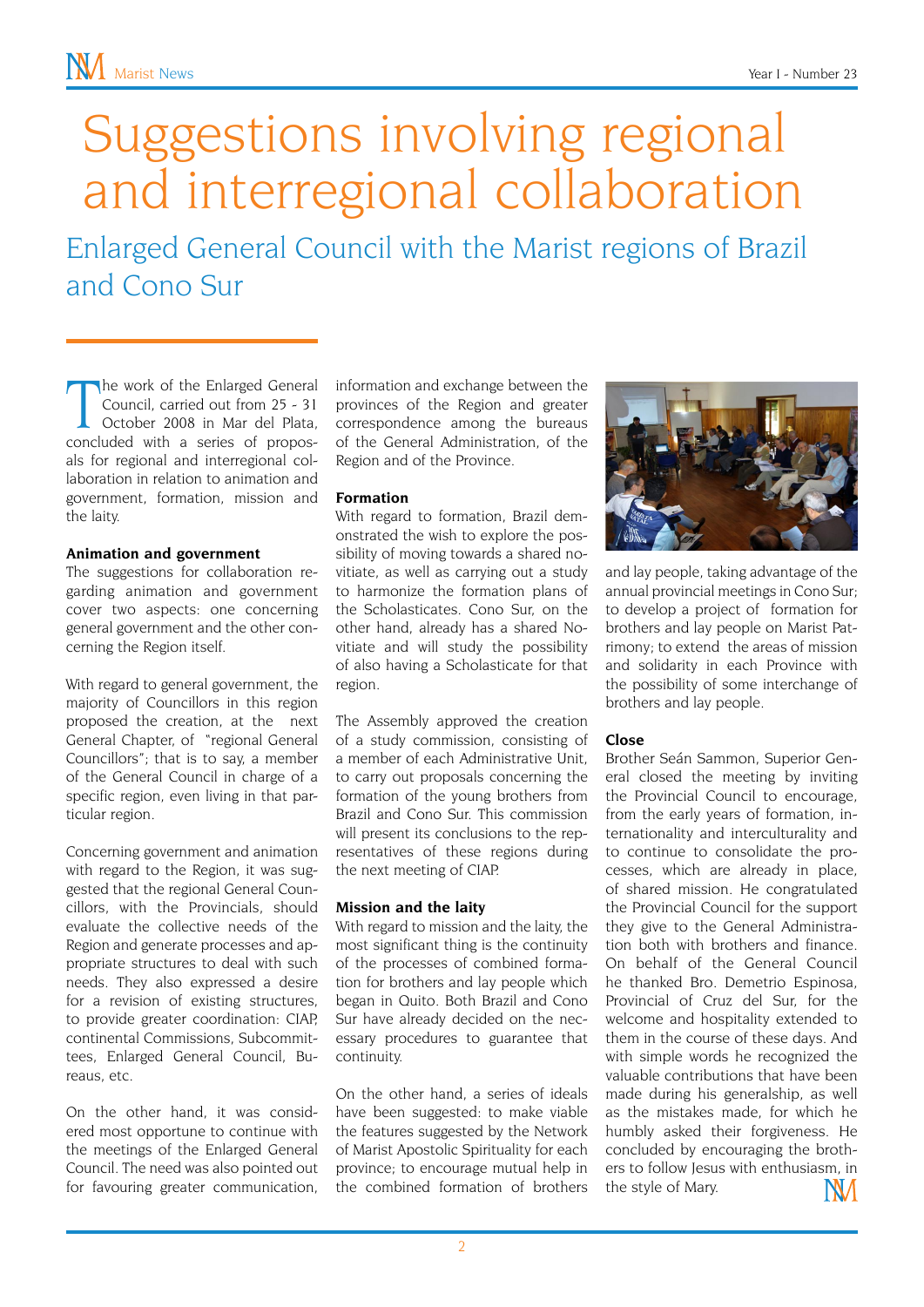# Suggestions involving regional and interregional collaboration

## Enlarged General Council with the Marist regions of Brazil and Cono Sur

The work of the Enlarged General Council, carried out from 25 - 31 October 2008 in Mar del Plata, concluded with a series of proposals for regional and interregional collaboration in relation to animation and government, formation, mission and the laity.

**Animation and government**

The suggestions for collaboration regarding animation and government cover two aspects: one concerning general government and the other concerning the Region itself.

With regard to general government, the majority of Councillors in this region proposed the creation, at the next General Chapter, of "regional General Councillors"; that is to say, a member of the General Council in charge of a specific region, even living in that particular region.

Concerning government and animation with regard to the Region, it was suggested that the regional General Councillors, with the Provincials, should evaluate the collective needs of the Region and generate processes and appropriate structures to deal with such needs. They also expressed a desire for a revision of existing structures, to provide greater coordination: CIAP, continental Commissions, Subcommittees, Enlarged General Council, Bureaus, etc.

On the other hand, it was considered most opportune to continue with the meetings of the Enlarged General Council. The need was also pointed out for favouring greater communication, information and exchange between the provinces of the Region and greater correspondence among the bureaus of the General Administration, of the Region and of the Province.

**Formation**

With regard to formation, Brazil demonstrated the wish to explore the possibility of moving towards a shared novitiate, as well as carrying out a study to harmonize the formation plans of the Scholasticates. Cono Sur, on the other hand, already has a shared Novitiate and will study the possibility of also having a Scholasticate for that region.

The Assembly approved the creation of a study commission, consisting of a member of each Administrative Unit, to carry out proposals concerning the formation of the young brothers from Brazil and Cono Sur. This commission will present its conclusions to the representatives of these regions during the next meeting of CIAP.

**Mission and the laity**

With regard to mission and the laity, the most significant thing is the continuity of the processes of combined formation for brothers and lay people which began in Quito. Both Brazil and Cono Sur have already decided on the necessary procedures to guarantee that continuity.

On the other hand, a series of ideals have been suggested: to make viable the features suggested by the Network of Marist Apostolic Spirituality for each province; to encourage mutual help in the combined formation of brothers and lay people, taking advantage of the annual provincial meetings in Cono Sur; to develop a project of formation for brothers and lay people on Marist Patrimony; to extend the areas of mission and solidarity in each Province with the possibility of some interchange of brothers and lay people.

**Close**

Brother Seán Sammon, Superior General closed the meeting by inviting the Provincial Council to encourage, from the early years of formation, internationality and interculturality and to continue to consolidate the processes, which are already in place, of shared mission. He congratulated the Provincial Council for the support they give to the General Administration both with brothers and finance. On behalf of the General Council he thanked Bro. Demetrio Espinosa, Provincial of Cruz del Sur, for the welcome and hospitality extended to them in the course of these days. And with simple words he recognized the valuable contributions that have been made during his generalship, as well as the mistakes made, for which he humbly asked their forgiveness. He concluded by encouraging the brothers to follow Jesus with enthusiasm, in the style of Mary.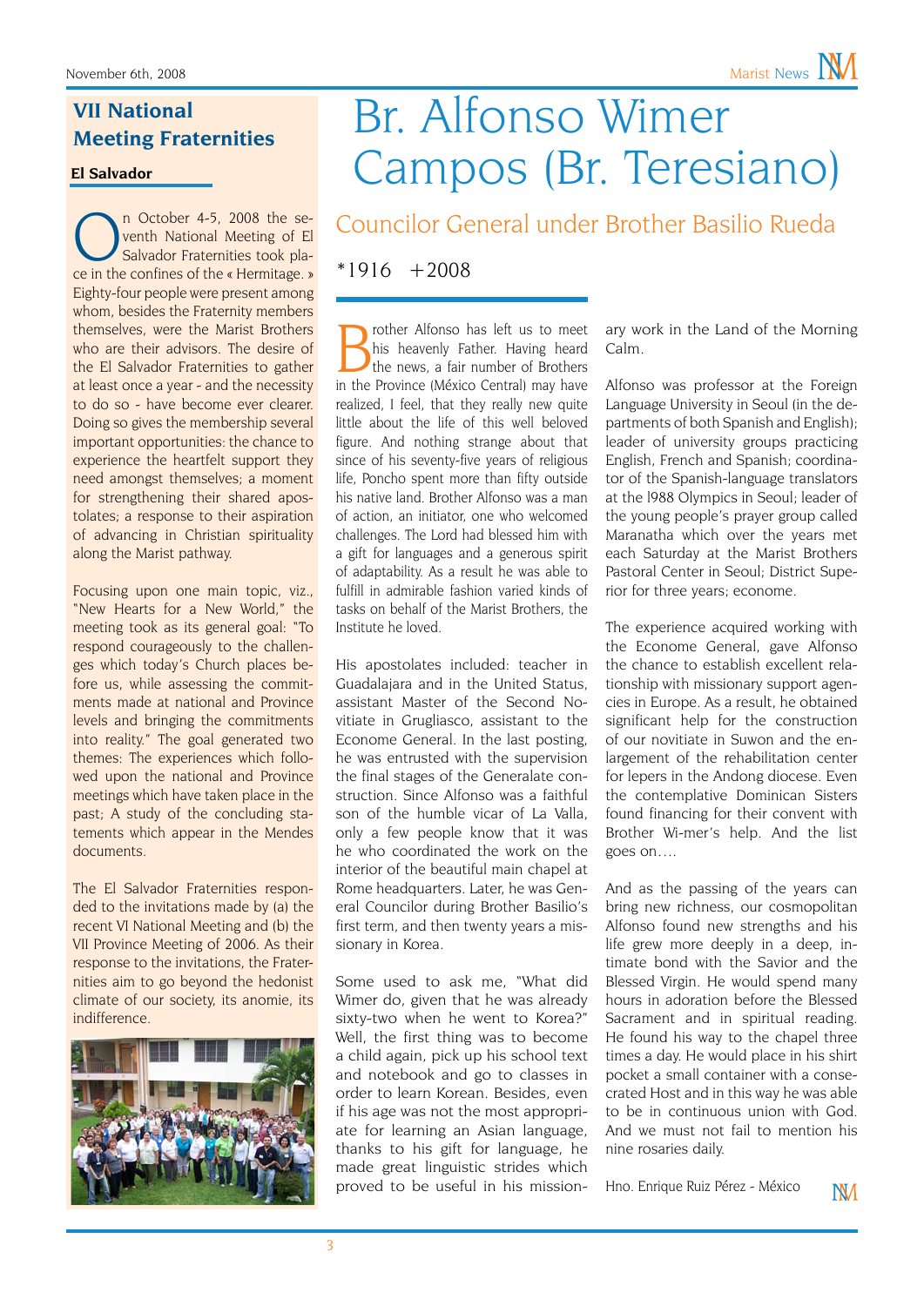## VII National Meeting Fraternities

**El Salvador**

On October 4-5, 2008 the seventh National Meeting of El Salvador Fraternities took place in the confines of the « Hermitage. » Eighty-four people were present among whom, besides the Fraternity members themselves, were the Marist Brothers who are their advisors. The desire of the El Salvador Fraternities to gather at least once a year - and the necessity to do so - have become ever clearer. Doing so gives the membership several important opportunities: the chance to experience the heartfelt support they need amongst themselves; a moment for strengthening their shared apostolates; a response to their aspiration of advancing in Christian spirituality along the Marist pathway.

Focusing upon one main topic, viz., "New Hearts for a New World," the meeting took as its general goal: "To respond courageously to the challenges which today's Church places before us, while assessing the commitments made at national and Province levels and bringing the commitments into reality." The goal generated two themes: The experiences which followed upon the national and Province meetings which have taken place in the past; A study of the concluding statements which appear in the Mendes documents.

The El Salvador Fraternities responded to the invitations made by (a) the recent VI National Meeting and (b) the VII Province Meeting of 2006. As their response to the invitations, the Fraternities aim to go beyond the hedonist climate of our society, its anomie, its indifference.

# Br. Alfonso Wimer Campos (Br. Teresiano)

## Councilor General under Brother Basilio Rueda

*1916 +2008

Brother Alfonso has left us to meet his heavenly Father. Having heard the news, a fair number of Brothers in the Province (México Central) may have realized, I feel, that they really new quite little about the life of this well beloved figure. And nothing strange about that since of his seventy-five years of religious life, Poncho spent more than fifty outside his native land. Brother Alfonso was a man of action, an initiator, one who welcomed challenges. The Lord had blessed him with a gift for languages and a generous spirit of adaptability. As a result he was able to fulfill in admirable fashion varied kinds of tasks on behalf of the Marist Brothers, the Institute he loved.

His apostolates included: teacher in Guadalajara and in the United Status, assistant Master of the Second Novitiate in Grugliasco, assistant to the Econome General. In the last posting, he was entrusted with the supervision the final stages of the Generalate construction. Since Alfonso was a faithful son of the humble vicar of La Valla, only a few people know that it was he who coordinated the work on the interior of the beautiful main chapel at Rome headquarters. Later, he was General Councilor during Brother Basilio's first term, and then twenty years a missionary in Korea.

Some used to ask me, "What did Wimer do, given that he was already sixty-two when he went to Korea?" Well, the first thing was to become a child again, pick up his school text and notebook and go to classes in order to learn Korean. Besides, even if his age was not the most appropriate for learning an Asian language, thanks to his gift for language, he made great linguistic strides which proved to be useful in his missionary work in the Land of the Morning Calm.

Alfonso was professor at the Foreign Language University in Seoul (in the departments of both Spanish and English); leader of university groups practicing English, French and Spanish; coordinator of the Spanish-language translators at the l988 Olympics in Seoul; leader of the young people's prayer group called Maranatha which over the years met each Saturday at the Marist Brothers Pastoral Center in Seoul; District Superior for three years; econome.

The experience acquired working with the Econome General, gave Alfonso the chance to establish excellent relationship with missionary support agencies in Europe. As a result, he obtained significant help for the construction of our novitiate in Suwon and the enlargement of the rehabilitation center for lepers in the Andong diocese. Even the contemplative Dominican Sisters found financing for their convent with Brother Wi-mer's help. And the list goes on….

And as the passing of the years can bring new richness, our cosmopolitan Alfonso found new strengths and his life grew more deeply in a deep, intimate bond with the Savior and the Blessed Virgin. He would spend many hours in adoration before the Blessed Sacrament and in spiritual reading. He found his way to the chapel three times a day. He would place in his shirt pocket a small container with a consecrated Host and in this way he was able to be in continuous union with God. And we must not fail to mention his nine rosaries daily.

Hno. Enrique Ruiz Pérez - México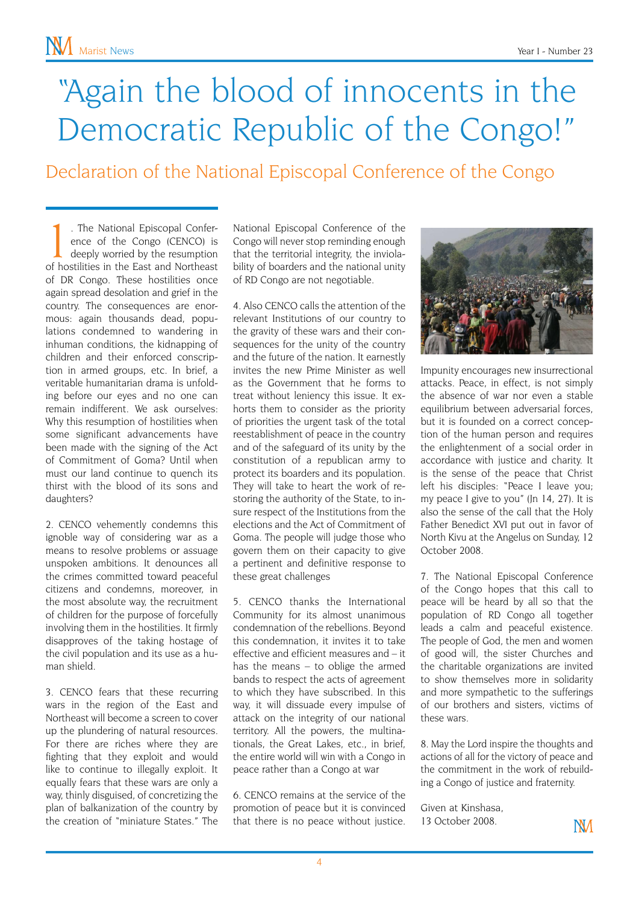# "Again the blood of innocents in the Democratic Republic of the Congo!"

## Declaration of the National Episcopal Conference of the Congo

1. The National Episcopal Conference of the Congo (CENCO) is deeply worried by the resumption of hostilities in the East and Northeast of DR Congo. These hostilities once again spread desolation and grief in the country. The consequences are enormous: again thousands dead, populations condemned to wandering in inhuman conditions, the kidnapping of children and their enforced conscription in armed groups, etc. In brief, a veritable humanitarian drama is unfolding before our eyes and no one can remain indifferent. We ask ourselves: Why this resumption of hostilities when some significant advancements have been made with the signing of the Act of Commitment of Goma? Until when must our land continue to quench its thirst with the blood of its sons and daughters?

2. CENCO vehemently condemns this ignoble way of considering war as a means to resolve problems or assuage unspoken ambitions. It denounces all the crimes committed toward peaceful citizens and condemns, moreover, in the most absolute way, the recruitment of children for the purpose of forcefully involving them in the hostilities. It firmly disapproves of the taking hostage of the civil population and its use as a human shield.

3. CENCO fears that these recurring wars in the region of the East and Northeast will become a screen to cover up the plundering of natural resources. For there are riches where they are fighting that they exploit and would like to continue to illegally exploit. It equally fears that these wars are only a way, thinly disguised, of concretizing the plan of balkanization of the country by the creation of "miniature States." The National Episcopal Conference of the Congo will never stop reminding enough that the territorial integrity, the inviolability of boarders and the national unity of RD Congo are not negotiable.

4. Also CENCO calls the attention of the relevant Institutions of our country to the gravity of these wars and their consequences for the unity of the country and the future of the nation. It earnestly invites the new Prime Minister as well as the Government that he forms to treat without leniency this issue. It exhorts them to consider as the priority of priorities the urgent task of the total reestablishment of peace in the country and of the safeguard of its unity by the constitution of a republican army to protect its boarders and its population. They will take to heart the work of restoring the authority of the State, to insure respect of the Institutions from the elections and the Act of Commitment of Goma. The people will judge those who govern them on their capacity to give a pertinent and definitive response to these great challenges

5. CENCO thanks the International Community for its almost unanimous condemnation of the rebellions. Beyond this condemnation, it invites it to take effective and efficient measures and – it has the means – to oblige the armed bands to respect the acts of agreement to which they have subscribed. In this way, it will dissuade every impulse of attack on the integrity of our national territory. All the powers, the multinationals, the Great Lakes, etc., in brief, the entire world will win with a Congo in peace rather than a Congo at war

6. CENCO remains at the service of the promotion of peace but it is convinced that there is no peace without justice. Impunity encourages new insurrectional attacks. Peace, in effect, is not simply the absence of war nor even a stable equilibrium between adversarial forces, but it is founded on a correct conception of the human person and requires the enlightenment of a social order in accordance with justice and charity. It is the sense of the peace that Christ left his disciples: "Peace I leave you; my peace I give to you" (Jn 14, 27). It is also the sense of the call that the Holy Father Benedict XVI put out in favor of North Kivu at the Angelus on Sunday, 12 October 2008.

7. The National Episcopal Conference of the Congo hopes that this call to peace will be heard by all so that the population of RD Congo all together leads a calm and peaceful existence. The people of God, the men and women of good will, the sister Churches and the charitable organizations are invited to show themselves more in solidarity and more sympathetic to the sufferings of our brothers and sisters, victims of these wars.

8. May the Lord inspire the thoughts and actions of all for the victory of peace and the commitment in the work of rebuilding a Congo of justice and fraternity.

Given at Kinshasa,
13 October 2008.